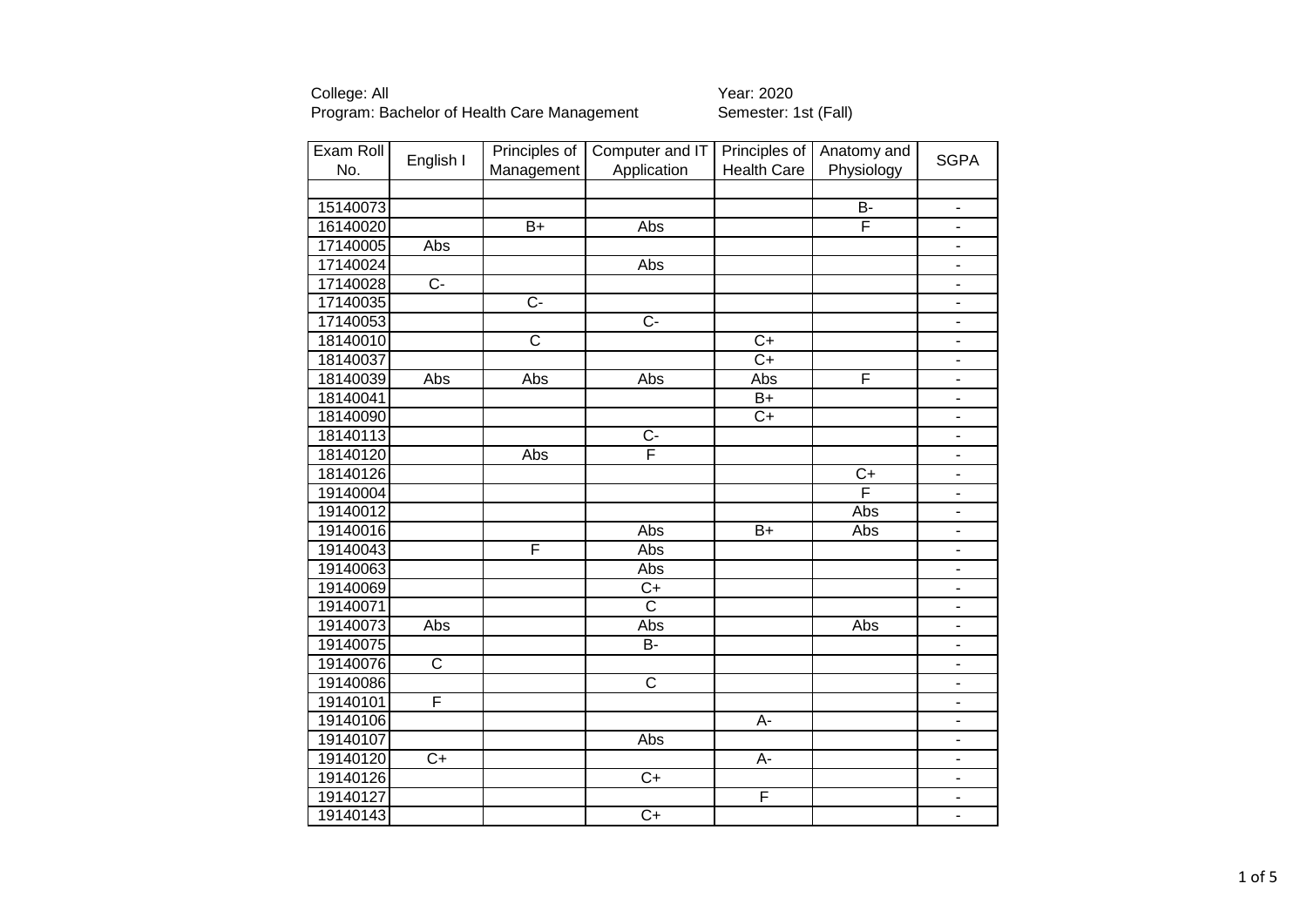College: All
Program: Bachelor of Health Care Management

Year: 2020
Semester: 1st (Fall)

| Exam Roll No. | English I | Principles of Management | Computer and IT Application | Principles of Health Care | Anatomy and Physiology | SGPA |
|---|---|---|---|---|---|---|
| | | | | | | |
| 15140073 | | | | | B- | - |
| 16140020 | | B+ | Abs | | F | - |
| 17140005 | Abs | | | | | - |
| 17140024 | | | Abs | | | - |
| 17140028 | C- | | | | | - |
| 17140035 | | C- | | | | - |
| 17140053 | | | C- | | | - |
| 18140010 | | C | | C+ | | - |
| 18140037 | | | | C+ | | - |
| 18140039 | Abs | Abs | Abs | Abs | F | - |
| 18140041 | | | | B+ | | - |
| 18140090 | | | | C+ | | - |
| 18140113 | | | C- | | | - |
| 18140120 | | Abs | F | | | - |
| 18140126 | | | | | C+ | - |
| 19140004 | | | | | F | - |
| 19140012 | | | | | Abs | - |
| 19140016 | | | Abs | B+ | Abs | - |
| 19140043 | | F | Abs | | | - |
| 19140063 | | | Abs | | | - |
| 19140069 | | | C+ | | | - |
| 19140071 | | | C | | | - |
| 19140073 | Abs | | Abs | | Abs | - |
| 19140075 | | | B- | | | - |
| 19140076 | C | | | | | - |
| 19140086 | | | C | | | - |
| 19140101 | F | | | | | - |
| 19140106 | | | | A- | | - |
| 19140107 | | | Abs | | | - |
| 19140120 | C+ | | | A- | | - |
| 19140126 | | | C+ | | | - |
| 19140127 | | | | F | | - |
| 19140143 | | | C+ | | | - |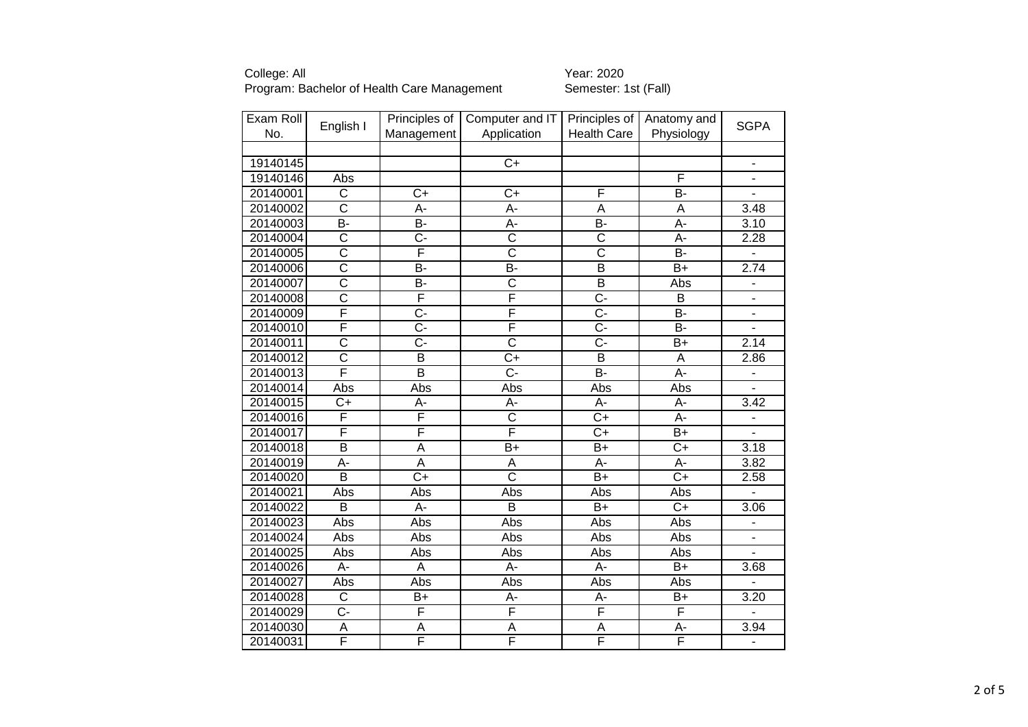College: All
Program: Bachelor of Health Care Management

Year: 2020
Semester: 1st (Fall)

| Exam Roll No. | English I | Principles of Management | Computer and IT Application | Principles of Health Care | Anatomy and Physiology | SGPA |
|---|---|---|---|---|---|---|
| | | | | | | |
| 19140145 | | | C+ | | | - |
| 19140146 | Abs | | | | F | - |
| 20140001 | C | C+ | C+ | F | B- | - |
| 20140002 | C | A- | A- | A | A | 3.48 |
| 20140003 | B- | B- | A- | B- | A- | 3.10 |
| 20140004 | C | C- | C | C | A- | 2.28 |
| 20140005 | C | F | C | C | B- | - |
| 20140006 | C | B- | B- | B | B+ | 2.74 |
| 20140007 | C | B- | C | B | Abs | - |
| 20140008 | C | F | F | C- | B | - |
| 20140009 | F | C- | F | C- | B- | - |
| 20140010 | F | C- | F | C- | B- | - |
| 20140011 | C | C- | C | C- | B+ | 2.14 |
| 20140012 | C | B | C+ | B | A | 2.86 |
| 20140013 | F | B | C- | B- | A- | - |
| 20140014 | Abs | Abs | Abs | Abs | Abs | - |
| 20140015 | C+ | A- | A- | A- | A- | 3.42 |
| 20140016 | F | F | C | C+ | A- | - |
| 20140017 | F | F | F | C+ | B+ | - |
| 20140018 | B | A | B+ | B+ | C+ | 3.18 |
| 20140019 | A- | A | A | A- | A- | 3.82 |
| 20140020 | B | C+ | C | B+ | C+ | 2.58 |
| 20140021 | Abs | Abs | Abs | Abs | Abs | - |
| 20140022 | B | A- | B | B+ | C+ | 3.06 |
| 20140023 | Abs | Abs | Abs | Abs | Abs | - |
| 20140024 | Abs | Abs | Abs | Abs | Abs | - |
| 20140025 | Abs | Abs | Abs | Abs | Abs | - |
| 20140026 | A- | A | A- | A- | B+ | 3.68 |
| 20140027 | Abs | Abs | Abs | Abs | Abs | - |
| 20140028 | C | B+ | A- | A- | B+ | 3.20 |
| 20140029 | C- | F | F | F | F | - |
| 20140030 | A | A | A | A | A- | 3.94 |
| 20140031 | F | F | F | F | F | - |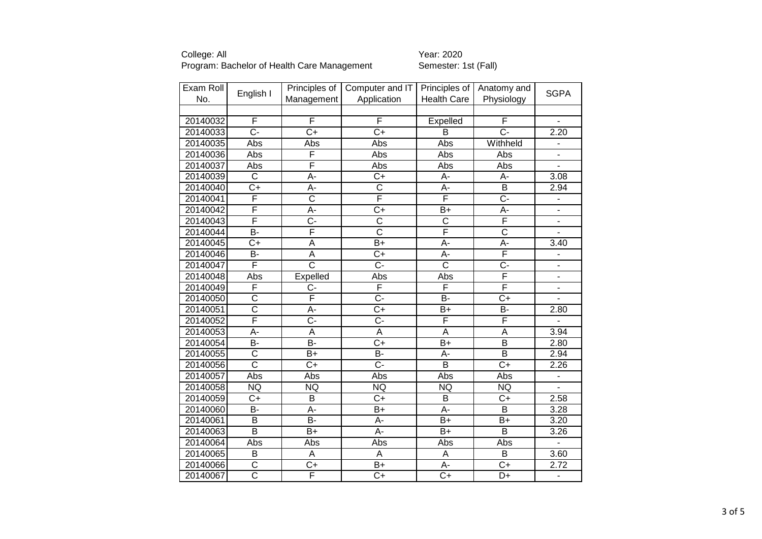College: All
Program: Bachelor of Health Care Management

Year: 2020
Semester: 1st (Fall)

| Exam Roll No. | English I | Principles of Management | Computer and IT Application | Principles of Health Care | Anatomy and Physiology | SGPA |
|---|---|---|---|---|---|---|
| | | | | | | |
| 20140032 | F | F | F | Expelled | F | - |
| 20140033 | C- | C+ | C+ | B | C- | 2.20 |
| 20140035 | Abs | Abs | Abs | Abs | Withheld | - |
| 20140036 | Abs | F | Abs | Abs | Abs | - |
| 20140037 | Abs | F | Abs | Abs | Abs | - |
| 20140039 | C | A- | C+ | A- | A- | 3.08 |
| 20140040 | C+ | A- | C | A- | B | 2.94 |
| 20140041 | F | C | F | F | C- | - |
| 20140042 | F | A- | C+ | B+ | A- | - |
| 20140043 | F | C- | C | C | F | - |
| 20140044 | B- | F | C | F | C | - |
| 20140045 | C+ | A | B+ | A- | A- | 3.40 |
| 20140046 | B- | A | C+ | A- | F | - |
| 20140047 | F | C | C- | C | C- | - |
| 20140048 | Abs | Expelled | Abs | Abs | F | - |
| 20140049 | F | C- | F | F | F | - |
| 20140050 | C | F | C- | B- | C+ | - |
| 20140051 | C | A- | C+ | B+ | B- | 2.80 |
| 20140052 | F | C- | C- | F | F | - |
| 20140053 | A- | A | A | A | A | 3.94 |
| 20140054 | B- | B- | C+ | B+ | B | 2.80 |
| 20140055 | C | B+ | B- | A- | B | 2.94 |
| 20140056 | C | C+ | C- | B | C+ | 2.26 |
| 20140057 | Abs | Abs | Abs | Abs | Abs | - |
| 20140058 | NQ | NQ | NQ | NQ | NQ | - |
| 20140059 | C+ | B | C+ | B | C+ | 2.58 |
| 20140060 | B- | A- | B+ | A- | B | 3.28 |
| 20140061 | B | B- | A- | B+ | B+ | 3.20 |
| 20140063 | B | B+ | A- | B+ | B | 3.26 |
| 20140064 | Abs | Abs | Abs | Abs | Abs | - |
| 20140065 | B | A | A | A | B | 3.60 |
| 20140066 | C | C+ | B+ | A- | C+ | 2.72 |
| 20140067 | C | F | C+ | C+ | D+ | - |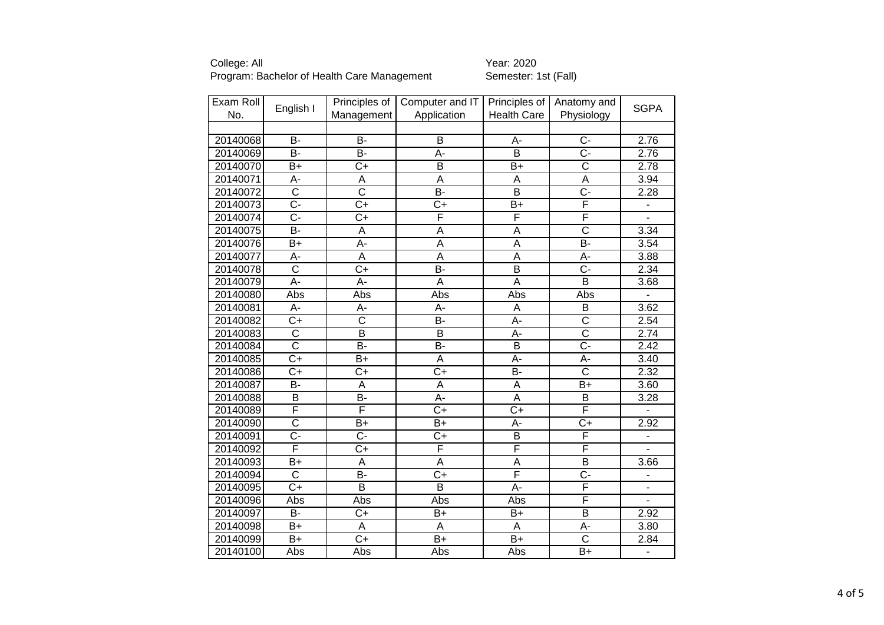College: All
Program: Bachelor of Health Care Management

Year: 2020
Semester: 1st (Fall)

| Exam Roll No. | English I | Principles of Management | Computer and IT Application | Principles of Health Care | Anatomy and Physiology | SGPA |
|---|---|---|---|---|---|---|
| | | | | | | |
| 20140068 | B- | B- | B | A- | C- | 2.76 |
| 20140069 | B- | B- | A- | B | C- | 2.76 |
| 20140070 | B+ | C+ | B | B+ | C | 2.78 |
| 20140071 | A- | A | A | A | A | 3.94 |
| 20140072 | C | C | B- | B | C- | 2.28 |
| 20140073 | C- | C+ | C+ | B+ | F | - |
| 20140074 | C- | C+ | F | F | F | - |
| 20140075 | B- | A | A | A | C | 3.34 |
| 20140076 | B+ | A- | A | A | B- | 3.54 |
| 20140077 | A- | A | A | A | A- | 3.88 |
| 20140078 | C | C+ | B- | B | C- | 2.34 |
| 20140079 | A- | A- | A | A | B | 3.68 |
| 20140080 | Abs | Abs | Abs | Abs | Abs | - |
| 20140081 | A- | A- | A- | A | B | 3.62 |
| 20140082 | C+ | C | B- | A- | C | 2.54 |
| 20140083 | C | B | B | A- | C | 2.74 |
| 20140084 | C | B- | B- | B | C- | 2.42 |
| 20140085 | C+ | B+ | A | A- | A- | 3.40 |
| 20140086 | C+ | C+ | C+ | B- | C | 2.32 |
| 20140087 | B- | A | A | A | B+ | 3.60 |
| 20140088 | B | B- | A- | A | B | 3.28 |
| 20140089 | F | F | C+ | C+ | F | - |
| 20140090 | C | B+ | B+ | A- | C+ | 2.92 |
| 20140091 | C- | C- | C+ | B | F | - |
| 20140092 | F | C+ | F | F | F | - |
| 20140093 | B+ | A | A | A | B | 3.66 |
| 20140094 | C | B- | C+ | F | C- | - |
| 20140095 | C+ | B | B | A- | F | - |
| 20140096 | Abs | Abs | Abs | Abs | F | - |
| 20140097 | B- | C+ | B+ | B+ | B | 2.92 |
| 20140098 | B+ | A | A | A | A- | 3.80 |
| 20140099 | B+ | C+ | B+ | B+ | C | 2.84 |
| 20140100 | Abs | Abs | Abs | Abs | B+ | - |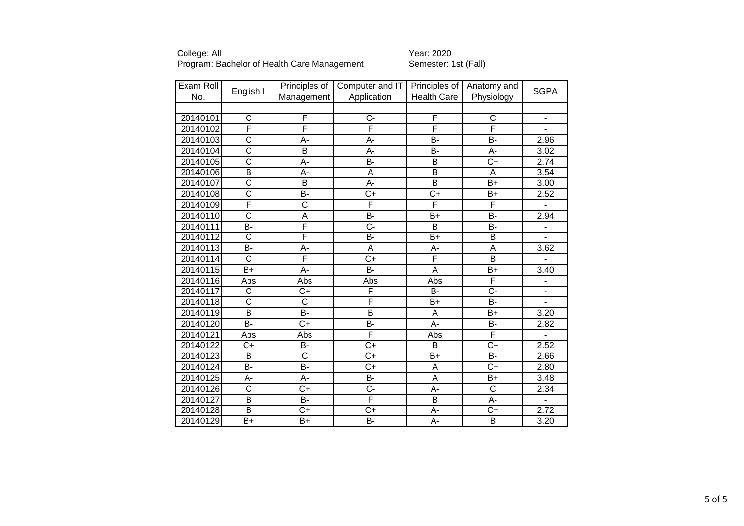College: All
Program: Bachelor of Health Care Management

Year: 2020
Semester: 1st (Fall)

| Exam Roll No. | English I | Principles of Management | Computer and IT Application | Principles of Health Care | Anatomy and Physiology | SGPA |
|---|---|---|---|---|---|---|
| | | | | | | |
| 20140101 | C | F | C- | F | C | - |
| 20140102 | F | F | F | F | F | - |
| 20140103 | C | A- | A- | B- | B- | 2.96 |
| 20140104 | C | B | A- | B- | A- | 3.02 |
| 20140105 | C | A- | B- | B | C+ | 2.74 |
| 20140106 | B | A- | A | B | A | 3.54 |
| 20140107 | C | B | A- | B | B+ | 3.00 |
| 20140108 | C | B- | C+ | C+ | B+ | 2.52 |
| 20140109 | F | C | F | F | F | - |
| 20140110 | C | A | B- | B+ | B- | 2.94 |
| 20140111 | B- | F | C- | B | B- | - |
| 20140112 | C | F | B- | B+ | B | - |
| 20140113 | B- | A- | A | A- | A | 3.62 |
| 20140114 | C | F | C+ | F | B | - |
| 20140115 | B+ | A- | B- | A | B+ | 3.40 |
| 20140116 | Abs | Abs | Abs | Abs | F | - |
| 20140117 | C | C+ | F | B- | C- | - |
| 20140118 | C | C | F | B+ | B- | - |
| 20140119 | B | B- | B | A | B+ | 3.20 |
| 20140120 | B- | C+ | B- | A- | B- | 2.82 |
| 20140121 | Abs | Abs | F | Abs | F | - |
| 20140122 | C+ | B- | C+ | B | C+ | 2.52 |
| 20140123 | B | C | C+ | B+ | B- | 2.66 |
| 20140124 | B- | B- | C+ | A | C+ | 2.80 |
| 20140125 | A- | A- | B- | A | B+ | 3.48 |
| 20140126 | C | C+ | C- | A- | C | 2.34 |
| 20140127 | B | B- | F | B | A- | - |
| 20140128 | B | C+ | C+ | A- | C+ | 2.72 |
| 20140129 | B+ | B+ | B- | A- | B | 3.20 |